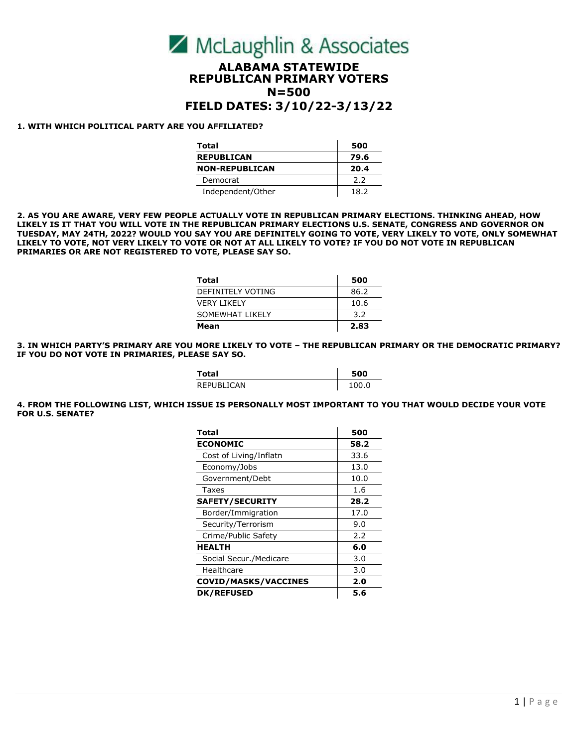# McLaughlin & Associates

## ALABAMA STATEWIDE
## REPUBLICAN PRIMARY VOTERS
## N=500
## FIELD DATES: 3/10/22-3/13/22

**1. WITH WHICH POLITICAL PARTY ARE YOU AFFILIATED?**

| **Total** | **500** |
|---|---|
| **REPUBLICAN** | **79.6** |
| **NON-REPUBLICAN** | **20.4** |
| Democrat | 2.2 |
| Independent/Other | 18.2 |

**2. AS YOU ARE AWARE, VERY FEW PEOPLE ACTUALLY VOTE IN REPUBLICAN PRIMARY ELECTIONS. THINKING AHEAD, HOW LIKELY IS IT THAT YOU WILL VOTE IN THE REPUBLICAN PRIMARY ELECTIONS U.S. SENATE, CONGRESS AND GOVERNOR ON TUESDAY, MAY 24TH, 2022? WOULD YOU SAY YOU ARE DEFINITELY GOING TO VOTE, VERY LIKELY TO VOTE, ONLY SOMEWHAT LIKELY TO VOTE, NOT VERY LIKELY TO VOTE OR NOT AT ALL LIKELY TO VOTE? IF YOU DO NOT VOTE IN REPUBLICAN PRIMARIES OR ARE NOT REGISTERED TO VOTE, PLEASE SAY SO.**

| **Total** | **500** |
|---|---|
| DEFINITELY VOTING | 86.2 |
| VERY LIKELY | 10.6 |
| SOMEWHAT LIKELY | 3.2 |
| **Mean** | **2.83** |

**3. IN WHICH PARTY'S PRIMARY ARE YOU MORE LIKELY TO VOTE – THE REPUBLICAN PRIMARY OR THE DEMOCRATIC PRIMARY? IF YOU DO NOT VOTE IN PRIMARIES, PLEASE SAY SO.**

| **Total** | **500** |
|---|---|
| REPUBLICAN | 100.0 |

**4. FROM THE FOLLOWING LIST, WHICH ISSUE IS PERSONALLY MOST IMPORTANT TO YOU THAT WOULD DECIDE YOUR VOTE FOR U.S. SENATE?**

| **Total** | **500** |
|---|---|
| **ECONOMIC** | **58.2** |
| Cost of Living/Inflatn | 33.6 |
| Economy/Jobs | 13.0 |
| Government/Debt | 10.0 |
| Taxes | 1.6 |
| **SAFETY/SECURITY** | **28.2** |
| Border/Immigration | 17.0 |
| Security/Terrorism | 9.0 |
| Crime/Public Safety | 2.2 |
| **HEALTH** | **6.0** |
| Social Secur./Medicare | 3.0 |
| Healthcare | 3.0 |
| **COVID/MASKS/VACCINES** | **2.0** |
| **DK/REFUSED** | **5.6** |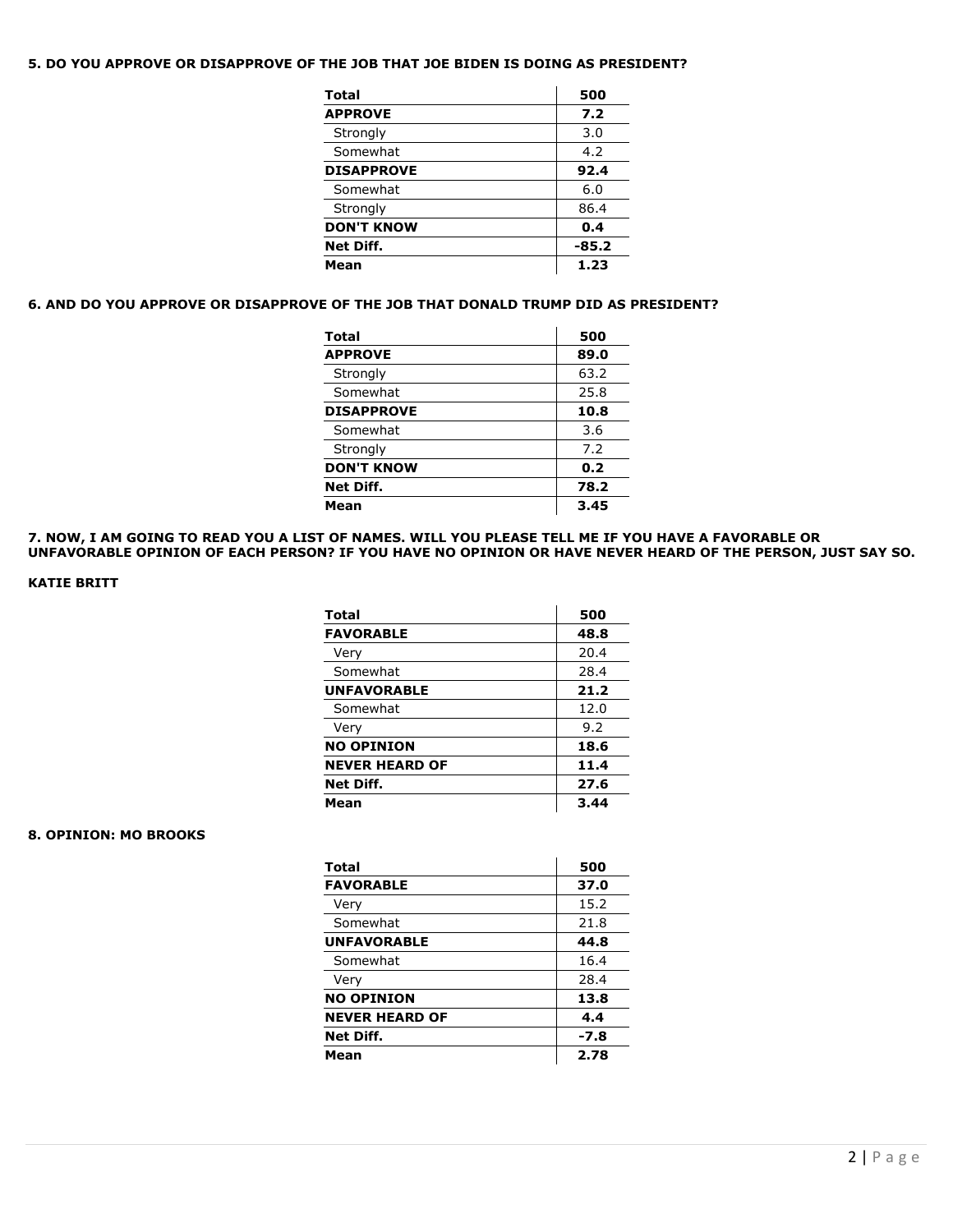**5. DO YOU APPROVE OR DISAPPROVE OF THE JOB THAT JOE BIDEN IS DOING AS PRESIDENT?**

| **Total** | **500** |
|---|---|
| **APPROVE** | **7.2** |
| Strongly | 3.0 |
| Somewhat | 4.2 |
| **DISAPPROVE** | **92.4** |
| Somewhat | 6.0 |
| Strongly | 86.4 |
| **DON'T KNOW** | **0.4** |
| **Net Diff.** | **-85.2** |
| **Mean** | **1.23** |

**6. AND DO YOU APPROVE OR DISAPPROVE OF THE JOB THAT DONALD TRUMP DID AS PRESIDENT?**

| **Total** | **500** |
|---|---|
| **APPROVE** | **89.0** |
| Strongly | 63.2 |
| Somewhat | 25.8 |
| **DISAPPROVE** | **10.8** |
| Somewhat | 3.6 |
| Strongly | 7.2 |
| **DON'T KNOW** | **0.2** |
| **Net Diff.** | **78.2** |
| **Mean** | **3.45** |

**7. NOW, I AM GOING TO READ YOU A LIST OF NAMES. WILL YOU PLEASE TELL ME IF YOU HAVE A FAVORABLE OR UNFAVORABLE OPINION OF EACH PERSON? IF YOU HAVE NO OPINION OR HAVE NEVER HEARD OF THE PERSON, JUST SAY SO.**

**KATIE BRITT**

| **Total** | **500** |
|---|---|
| **FAVORABLE** | **48.8** |
| Very | 20.4 |
| Somewhat | 28.4 |
| **UNFAVORABLE** | **21.2** |
| Somewhat | 12.0 |
| Very | 9.2 |
| **NO OPINION** | **18.6** |
| **NEVER HEARD OF** | **11.4** |
| **Net Diff.** | **27.6** |
| **Mean** | **3.44** |

**8. OPINION: MO BROOKS**

| **Total** | **500** |
|---|---|
| **FAVORABLE** | **37.0** |
| Very | 15.2 |
| Somewhat | 21.8 |
| **UNFAVORABLE** | **44.8** |
| Somewhat | 16.4 |
| Very | 28.4 |
| **NO OPINION** | **13.8** |
| **NEVER HEARD OF** | **4.4** |
| **Net Diff.** | **-7.8** |
| **Mean** | **2.78** |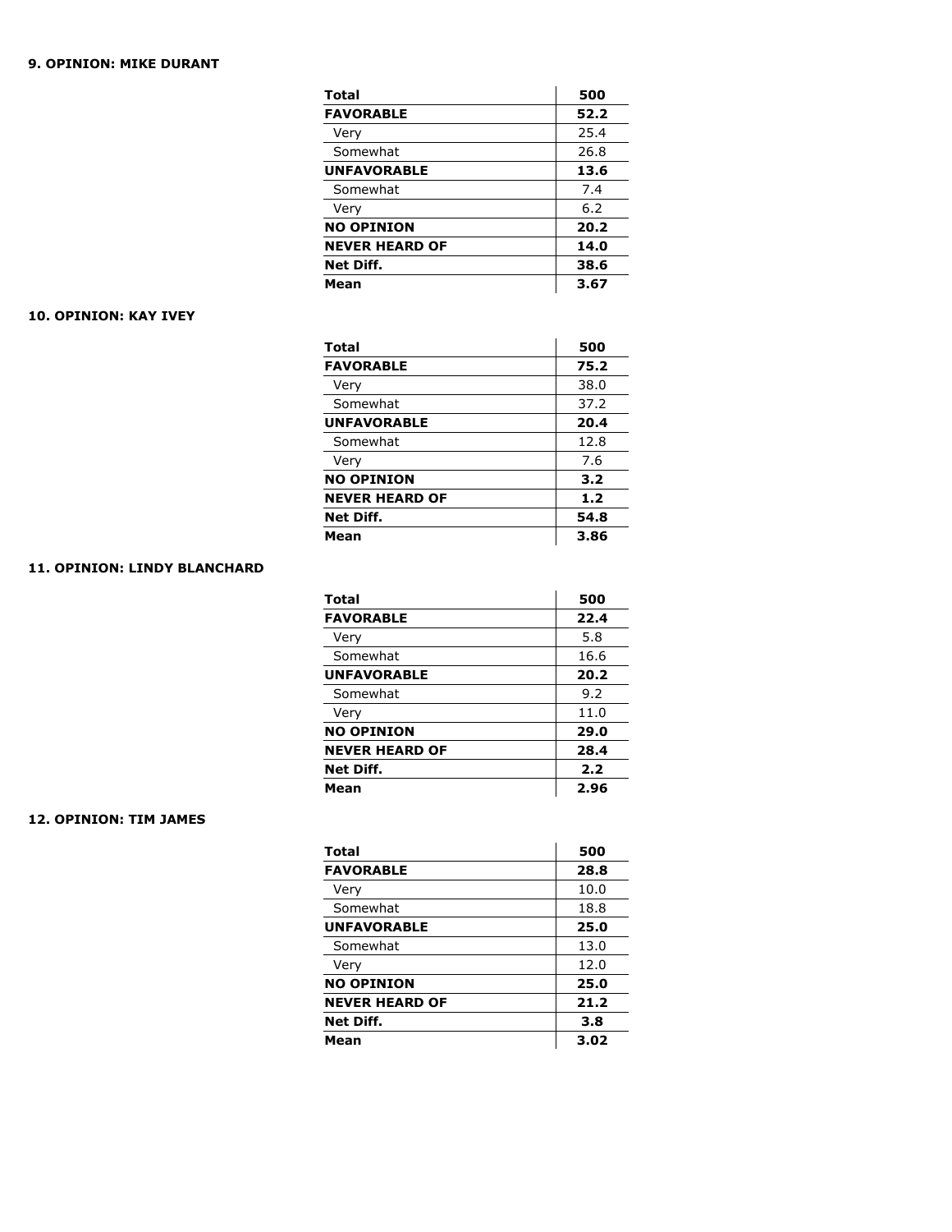**9. OPINION: MIKE DURANT**

| Total | 500 |
|---|---|
| **FAVORABLE** | **52.2** |
| Very | 25.4 |
| Somewhat | 26.8 |
| **UNFAVORABLE** | **13.6** |
| Somewhat | 7.4 |
| Very | 6.2 |
| **NO OPINION** | **20.2** |
| **NEVER HEARD OF** | **14.0** |
| **Net Diff.** | **38.6** |
| **Mean** | **3.67** |

**10. OPINION: KAY IVEY**

| Total | 500 |
|---|---|
| **FAVORABLE** | **75.2** |
| Very | 38.0 |
| Somewhat | 37.2 |
| **UNFAVORABLE** | **20.4** |
| Somewhat | 12.8 |
| Very | 7.6 |
| **NO OPINION** | **3.2** |
| **NEVER HEARD OF** | **1.2** |
| **Net Diff.** | **54.8** |
| **Mean** | **3.86** |

**11. OPINION: LINDY BLANCHARD**

| Total | 500 |
|---|---|
| **FAVORABLE** | **22.4** |
| Very | 5.8 |
| Somewhat | 16.6 |
| **UNFAVORABLE** | **20.2** |
| Somewhat | 9.2 |
| Very | 11.0 |
| **NO OPINION** | **29.0** |
| **NEVER HEARD OF** | **28.4** |
| **Net Diff.** | **2.2** |
| **Mean** | **2.96** |

**12. OPINION: TIM JAMES**

| Total | 500 |
|---|---|
| **FAVORABLE** | **28.8** |
| Very | 10.0 |
| Somewhat | 18.8 |
| **UNFAVORABLE** | **25.0** |
| Somewhat | 13.0 |
| Very | 12.0 |
| **NO OPINION** | **25.0** |
| **NEVER HEARD OF** | **21.2** |
| **Net Diff.** | **3.8** |
| **Mean** | **3.02** |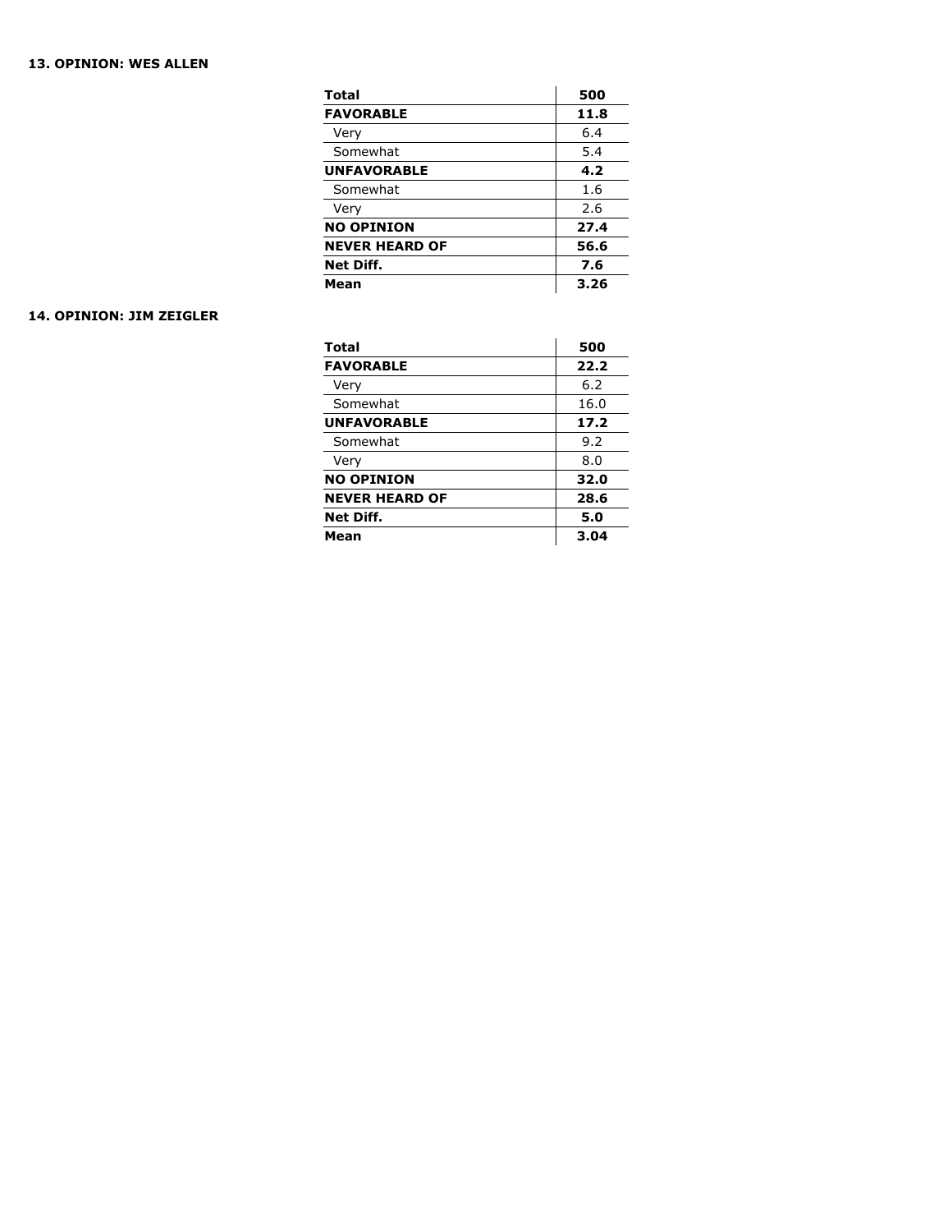**13. OPINION: WES ALLEN**

| | |
|---|---|
| **Total** | **500** |
| **FAVORABLE** | **11.8** |
| Very | 6.4 |
| Somewhat | 5.4 |
| **UNFAVORABLE** | **4.2** |
| Somewhat | 1.6 |
| Very | 2.6 |
| **NO OPINION** | **27.4** |
| **NEVER HEARD OF** | **56.6** |
| **Net Diff.** | **7.6** |
| **Mean** | **3.26** |

**14. OPINION: JIM ZEIGLER**

| | |
|---|---|
| **Total** | **500** |
| **FAVORABLE** | **22.2** |
| Very | 6.2 |
| Somewhat | 16.0 |
| **UNFAVORABLE** | **17.2** |
| Somewhat | 9.2 |
| Very | 8.0 |
| **NO OPINION** | **32.0** |
| **NEVER HEARD OF** | **28.6** |
| **Net Diff.** | **5.0** |
| **Mean** | **3.04** |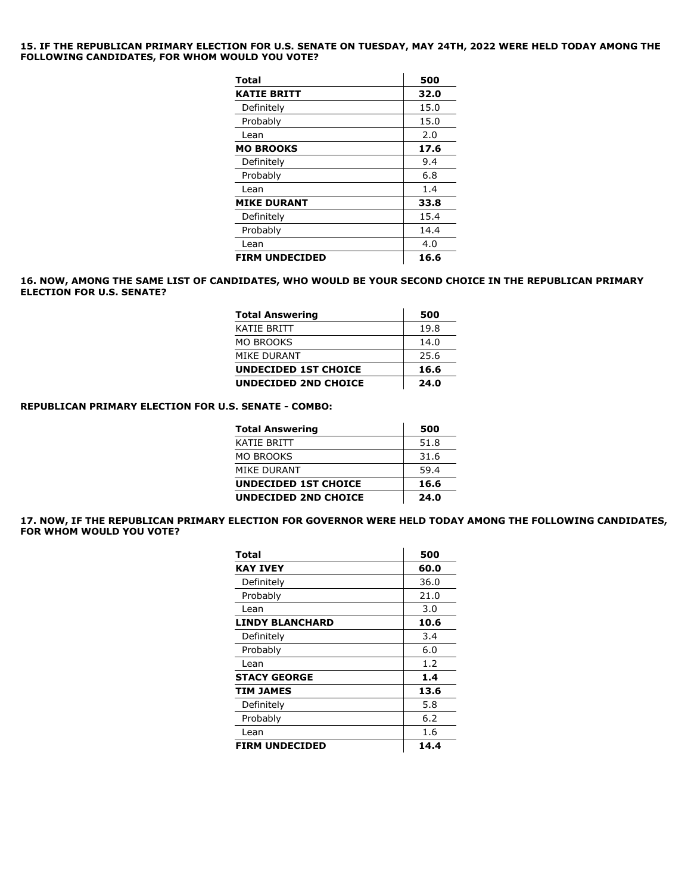**15. IF THE REPUBLICAN PRIMARY ELECTION FOR U.S. SENATE ON TUESDAY, MAY 24TH, 2022 WERE HELD TODAY AMONG THE FOLLOWING CANDIDATES, FOR WHOM WOULD YOU VOTE?**

| **Total** | **500** |
|---|---|
| **KATIE BRITT** | **32.0** |
| Definitely | 15.0 |
| Probably | 15.0 |
| Lean | 2.0 |
| **MO BROOKS** | **17.6** |
| Definitely | 9.4 |
| Probably | 6.8 |
| Lean | 1.4 |
| **MIKE DURANT** | **33.8** |
| Definitely | 15.4 |
| Probably | 14.4 |
| Lean | 4.0 |
| **FIRM UNDECIDED** | **16.6** |

**16. NOW, AMONG THE SAME LIST OF CANDIDATES, WHO WOULD BE YOUR SECOND CHOICE IN THE REPUBLICAN PRIMARY ELECTION FOR U.S. SENATE?**

| **Total Answering** | **500** |
|---|---|
| KATIE BRITT | 19.8 |
| MO BROOKS | 14.0 |
| MIKE DURANT | 25.6 |
| **UNDECIDED 1ST CHOICE** | **16.6** |
| **UNDECIDED 2ND CHOICE** | **24.0** |

**REPUBLICAN PRIMARY ELECTION FOR U.S. SENATE - COMBO:**

| **Total Answering** | **500** |
|---|---|
| KATIE BRITT | 51.8 |
| MO BROOKS | 31.6 |
| MIKE DURANT | 59.4 |
| **UNDECIDED 1ST CHOICE** | **16.6** |
| **UNDECIDED 2ND CHOICE** | **24.0** |

**17. NOW, IF THE REPUBLICAN PRIMARY ELECTION FOR GOVERNOR WERE HELD TODAY AMONG THE FOLLOWING CANDIDATES, FOR WHOM WOULD YOU VOTE?**

| **Total** | **500** |
|---|---|
| **KAY IVEY** | **60.0** |
| Definitely | 36.0 |
| Probably | 21.0 |
| Lean | 3.0 |
| **LINDY BLANCHARD** | **10.6** |
| Definitely | 3.4 |
| Probably | 6.0 |
| Lean | 1.2 |
| **STACY GEORGE** | **1.4** |
| **TIM JAMES** | **13.6** |
| Definitely | 5.8 |
| Probably | 6.2 |
| Lean | 1.6 |
| **FIRM UNDECIDED** | **14.4** |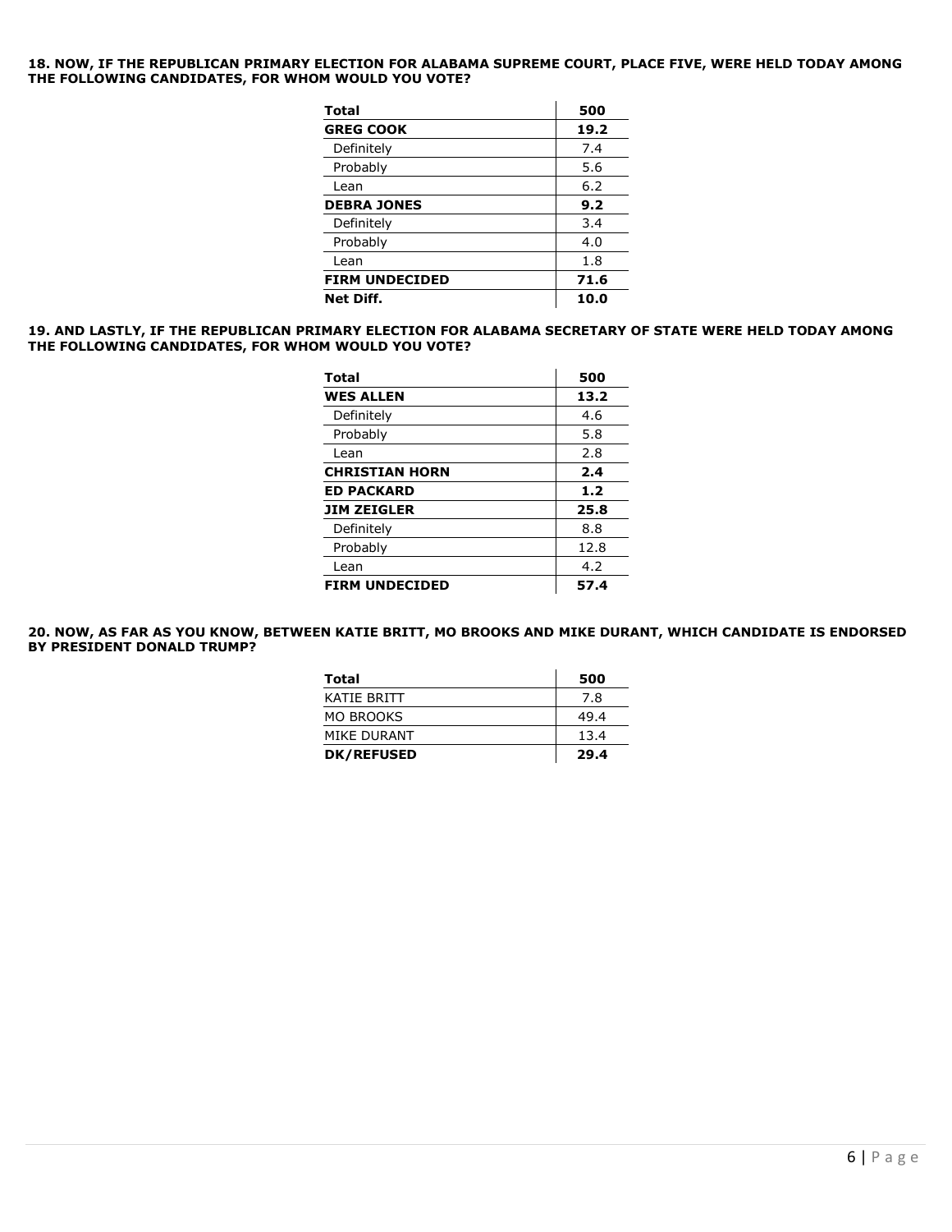**18. NOW, IF THE REPUBLICAN PRIMARY ELECTION FOR ALABAMA SUPREME COURT, PLACE FIVE, WERE HELD TODAY AMONG THE FOLLOWING CANDIDATES, FOR WHOM WOULD YOU VOTE?**

| **Total** | **500** |
|---|---|
| **GREG COOK** | **19.2** |
| Definitely | 7.4 |
| Probably | 5.6 |
| Lean | 6.2 |
| **DEBRA JONES** | **9.2** |
| Definitely | 3.4 |
| Probably | 4.0 |
| Lean | 1.8 |
| **FIRM UNDECIDED** | **71.6** |
| **Net Diff.** | **10.0** |

**19. AND LASTLY, IF THE REPUBLICAN PRIMARY ELECTION FOR ALABAMA SECRETARY OF STATE WERE HELD TODAY AMONG THE FOLLOWING CANDIDATES, FOR WHOM WOULD YOU VOTE?**

| **Total** | **500** |
|---|---|
| **WES ALLEN** | **13.2** |
| Definitely | 4.6 |
| Probably | 5.8 |
| Lean | 2.8 |
| **CHRISTIAN HORN** | **2.4** |
| **ED PACKARD** | **1.2** |
| **JIM ZEIGLER** | **25.8** |
| Definitely | 8.8 |
| Probably | 12.8 |
| Lean | 4.2 |
| **FIRM UNDECIDED** | **57.4** |

**20. NOW, AS FAR AS YOU KNOW, BETWEEN KATIE BRITT, MO BROOKS AND MIKE DURANT, WHICH CANDIDATE IS ENDORSED BY PRESIDENT DONALD TRUMP?**

| **Total** | **500** |
|---|---|
| KATIE BRITT | 7.8 |
| MO BROOKS | 49.4 |
| MIKE DURANT | 13.4 |
| **DK/REFUSED** | **29.4** |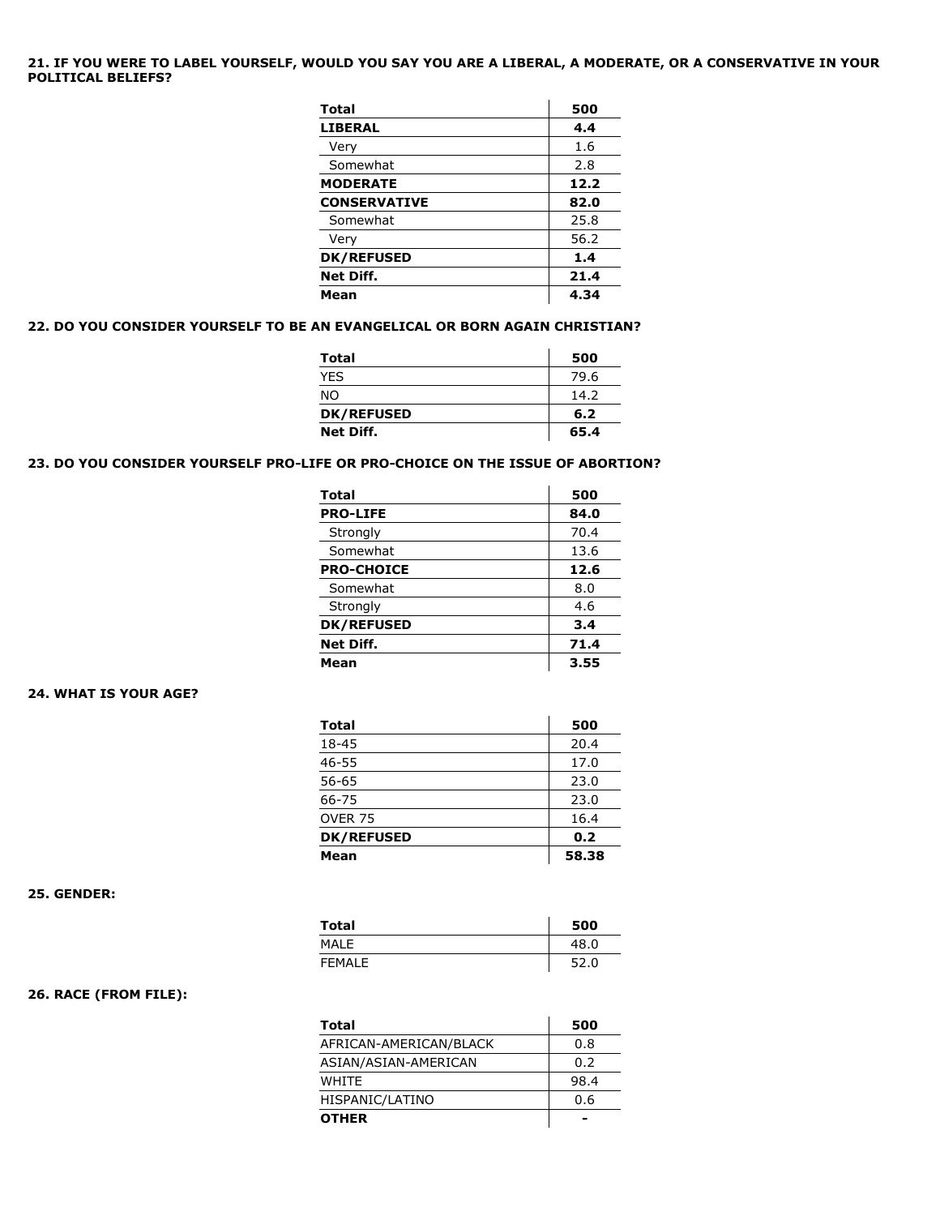**21. IF YOU WERE TO LABEL YOURSELF, WOULD YOU SAY YOU ARE A LIBERAL, A MODERATE, OR A CONSERVATIVE IN YOUR POLITICAL BELIEFS?**

| **Total** | **500** |
|---|---|
| **LIBERAL** | **4.4** |
| Very | 1.6 |
| Somewhat | 2.8 |
| **MODERATE** | **12.2** |
| **CONSERVATIVE** | **82.0** |
| Somewhat | 25.8 |
| Very | 56.2 |
| **DK/REFUSED** | **1.4** |
| **Net Diff.** | **21.4** |
| **Mean** | **4.34** |

**22. DO YOU CONSIDER YOURSELF TO BE AN EVANGELICAL OR BORN AGAIN CHRISTIAN?**

| **Total** | **500** |
|---|---|
| YES | 79.6 |
| NO | 14.2 |
| **DK/REFUSED** | **6.2** |
| **Net Diff.** | **65.4** |

**23. DO YOU CONSIDER YOURSELF PRO-LIFE OR PRO-CHOICE ON THE ISSUE OF ABORTION?**

| **Total** | **500** |
|---|---|
| **PRO-LIFE** | **84.0** |
| Strongly | 70.4 |
| Somewhat | 13.6 |
| **PRO-CHOICE** | **12.6** |
| Somewhat | 8.0 |
| Strongly | 4.6 |
| **DK/REFUSED** | **3.4** |
| **Net Diff.** | **71.4** |
| **Mean** | **3.55** |

**24. WHAT IS YOUR AGE?**

| **Total** | **500** |
|---|---|
| 18-45 | 20.4 |
| 46-55 | 17.0 |
| 56-65 | 23.0 |
| 66-75 | 23.0 |
| OVER 75 | 16.4 |
| **DK/REFUSED** | **0.2** |
| **Mean** | **58.38** |

**25. GENDER:**

| **Total** | **500** |
|---|---|
| MALE | 48.0 |
| FEMALE | 52.0 |

**26. RACE (FROM FILE):**

| **Total** | **500** |
|---|---|
| AFRICAN-AMERICAN/BLACK | 0.8 |
| ASIAN/ASIAN-AMERICAN | 0.2 |
| WHITE | 98.4 |
| HISPANIC/LATINO | 0.6 |
| **OTHER** | **-** |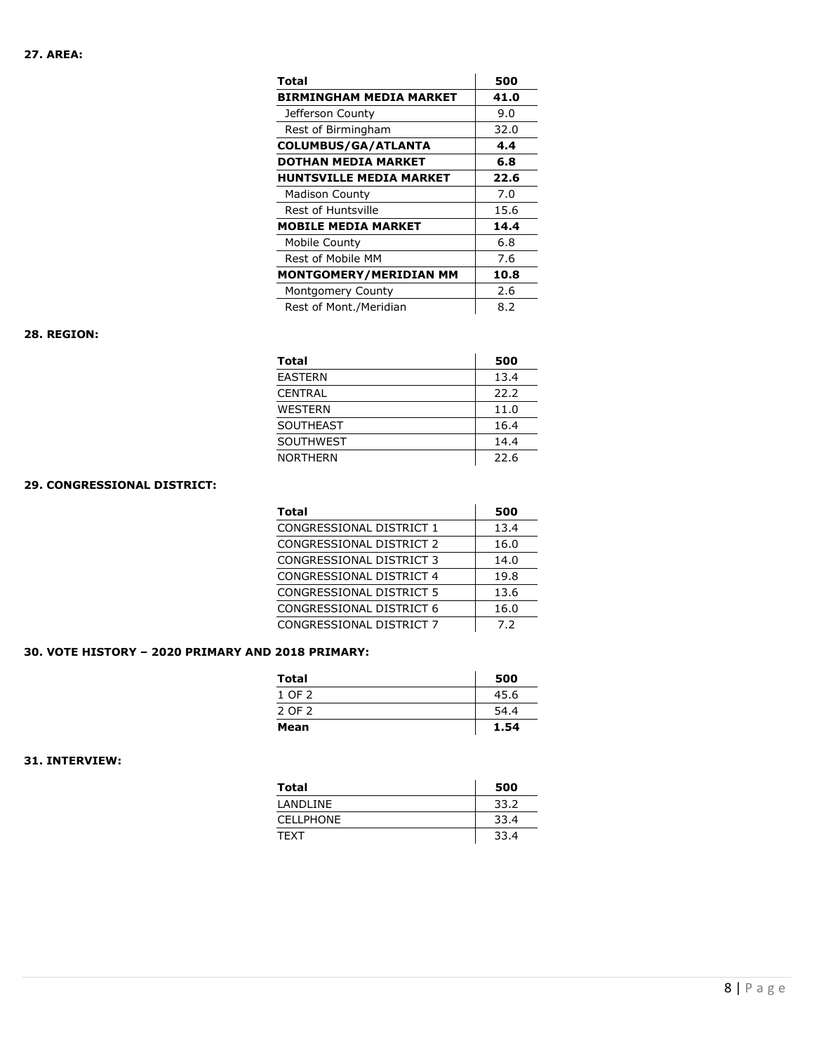**27. AREA:**

| Total | 500 |
|---|---|
| **BIRMINGHAM MEDIA MARKET** | **41.0** |
| Jefferson County | 9.0 |
| Rest of Birmingham | 32.0 |
| **COLUMBUS/GA/ATLANTA** | **4.4** |
| **DOTHAN MEDIA MARKET** | **6.8** |
| **HUNTSVILLE MEDIA MARKET** | **22.6** |
| Madison County | 7.0 |
| Rest of Huntsville | 15.6 |
| **MOBILE MEDIA MARKET** | **14.4** |
| Mobile County | 6.8 |
| Rest of Mobile MM | 7.6 |
| **MONTGOMERY/MERIDIAN MM** | **10.8** |
| Montgomery County | 2.6 |
| Rest of Mont./Meridian | 8.2 |

**28. REGION:**

| Total | 500 |
|---|---|
| EASTERN | 13.4 |
| CENTRAL | 22.2 |
| WESTERN | 11.0 |
| SOUTHEAST | 16.4 |
| SOUTHWEST | 14.4 |
| NORTHERN | 22.6 |

**29. CONGRESSIONAL DISTRICT:**

| Total | 500 |
|---|---|
| CONGRESSIONAL DISTRICT 1 | 13.4 |
| CONGRESSIONAL DISTRICT 2 | 16.0 |
| CONGRESSIONAL DISTRICT 3 | 14.0 |
| CONGRESSIONAL DISTRICT 4 | 19.8 |
| CONGRESSIONAL DISTRICT 5 | 13.6 |
| CONGRESSIONAL DISTRICT 6 | 16.0 |
| CONGRESSIONAL DISTRICT 7 | 7.2 |

**30. VOTE HISTORY – 2020 PRIMARY AND 2018 PRIMARY:**

| Total | 500 |
|---|---|
| 1 OF 2 | 45.6 |
| 2 OF 2 | 54.4 |
| **Mean** | **1.54** |

**31. INTERVIEW:**

| Total | 500 |
|---|---|
| LANDLINE | 33.2 |
| CELLPHONE | 33.4 |
| TEXT | 33.4 |